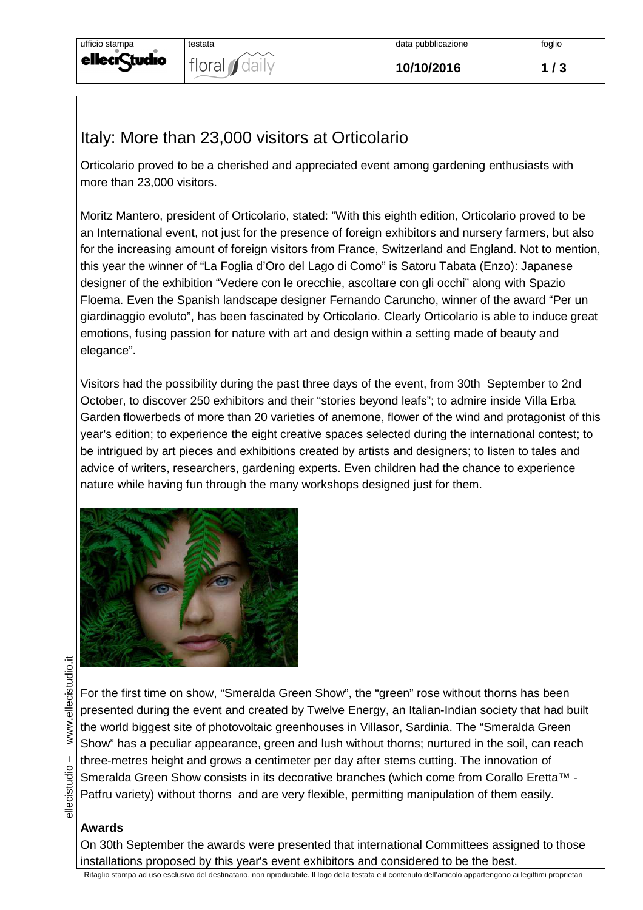# Italy: More than 23,000 visitors at Orticolario

Orticolario proved to be a cherished and appreciated event among gardening enthusiasts with more than 23,000 visitors.

Moritz Mantero, president of Orticolario, stated: "With this eighth edition, Orticolario proved to be an International event, not just for the presence of foreign exhibitors and nursery farmers, but also for the increasing amount of foreign visitors from France, Switzerland and England. Not to mention, this year the winner of "La Foglia d'Oro del Lago di Como" is Satoru Tabata (Enzo): Japanese designer of the exhibition "Vedere con le orecchie, ascoltare con gli occhi" along with Spazio Floema. Even the Spanish landscape designer Fernando Caruncho, winner of the award "Per un giardinaggio evoluto", has been fascinated by Orticolario. Clearly Orticolario is able to induce great emotions, fusing passion for nature with art and design within a setting made of beauty and elegance".

Visitors had the possibility during the past three days of the event, from 30th September to 2nd October, to discover 250 exhibitors and their "stories beyond leafs"; to admire inside Villa Erba Garden flowerbeds of more than 20 varieties of anemone, flower of the wind and protagonist of this year's edition; to experience the eight creative spaces selected during the international contest; to be intrigued by art pieces and exhibitions created by artists and designers; to listen to tales and advice of writers, researchers, gardening experts. Even children had the chance to experience nature while having fun through the many workshops designed just for them.

For the first time on show, "Smeralda Green Show", the "green" rose without thorns has been presented during the event and created by Twelve Energy, an Italian-Indian society that had built the world biggest site of photovoltaic greenhouses in Villasor, Sardinia. The "Smeralda Green Show" has a peculiar appearance, green and lush without thorns; nurtured in the soil, can reach three-metres height and grows a centimeter per day after stems cutting. The innovation of Smeralda Green Show consists in its decorative branches (which come from Corallo Eretta™ - Patfru variety) without thorns and are very flexible, permitting manipulation of them easily.

**Awards**

On 30th September the awards were presented that international Committees assigned to those installations proposed by this year's event exhibitors and considered to be the best.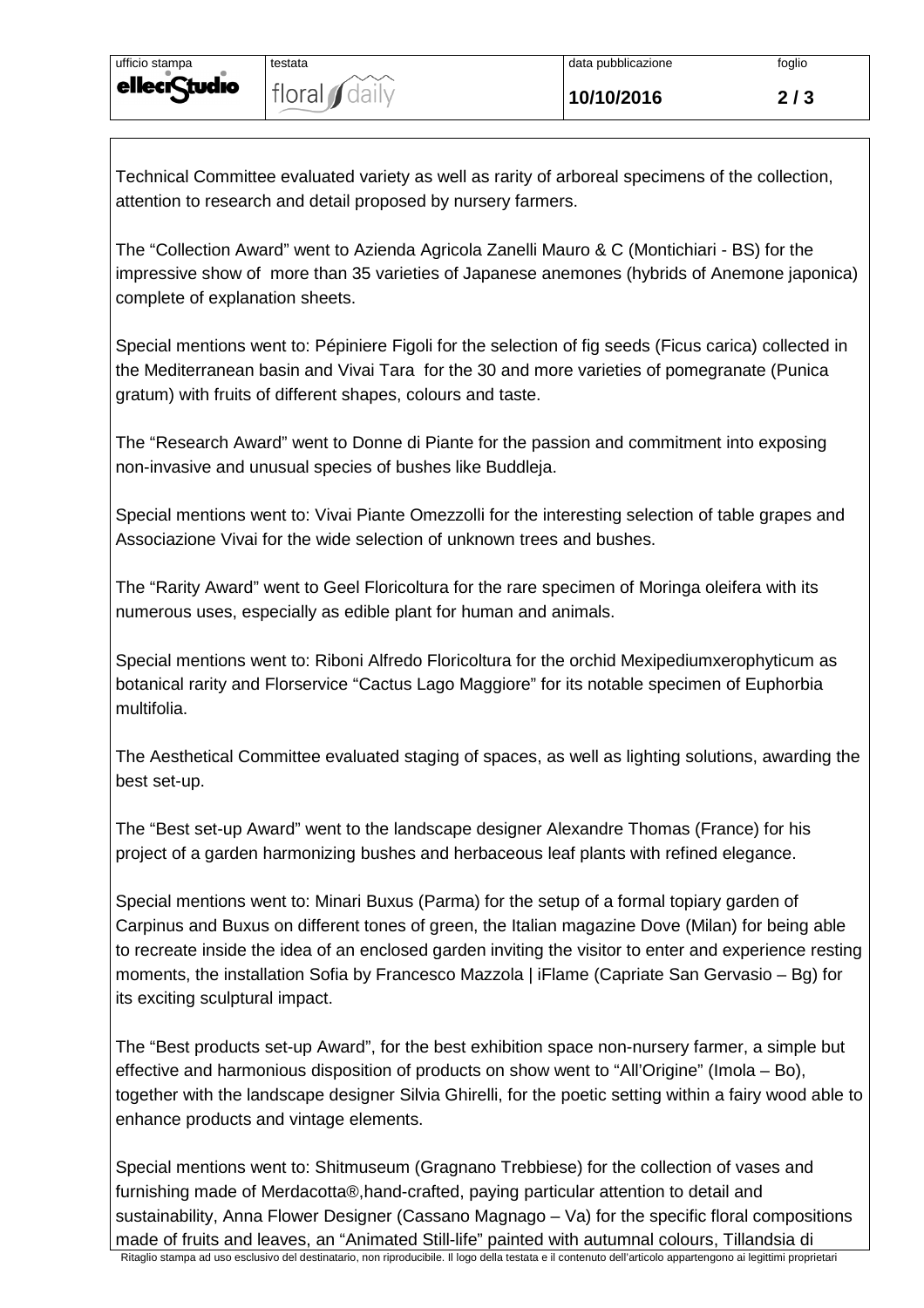Technical Committee evaluated variety as well as rarity of arboreal specimens of the collection, attention to research and detail proposed by nursery farmers.

The “Collection Award” went to Azienda Agricola Zanelli Mauro & C (Montichiari - BS) for the impressive show of more than 35 varieties of Japanese anemones (hybrids of Anemone japonica) complete of explanation sheets.

Special mentions went to: Pépiniere Figoli for the selection of fig seeds (Ficus carica) collected in the Mediterranean basin and Vivai Tara for the 30 and more varieties of pomegranate (Punica gratum) with fruits of different shapes, colours and taste.

The “Research Award” went to Donne di Piante for the passion and commitment into exposing non-invasive and unusual species of bushes like Buddleja.

Special mentions went to: Vivai Piante Omezzolli for the interesting selection of table grapes and Associazione Vivai for the wide selection of unknown trees and bushes.

The “Rarity Award” went to Geel Floricoltura for the rare specimen of Moringa oleifera with its numerous uses, especially as edible plant for human and animals.

Special mentions went to: Riboni Alfredo Floricoltura for the orchid Mexipediumxerophyticum as botanical rarity and Florservice “Cactus Lago Maggiore” for its notable specimen of Euphorbia multifolia.

The Aesthetical Committee evaluated staging of spaces, as well as lighting solutions, awarding the best set-up.

The “Best set-up Award” went to the landscape designer Alexandre Thomas (France) for his project of a garden harmonizing bushes and herbaceous leaf plants with refined elegance.

Special mentions went to: Minari Buxus (Parma) for the setup of a formal topiary garden of Carpinus and Buxus on different tones of green, the Italian magazine Dove (Milan) for being able to recreate inside the idea of an enclosed garden inviting the visitor to enter and experience resting moments, the installation Sofia by Francesco Mazzola | iFlame (Capriate San Gervasio – Bg) for its exciting sculptural impact.

The “Best products set-up Award”, for the best exhibition space non-nursery farmer, a simple but effective and harmonious disposition of products on show went to “All’Origine” (Imola – Bo), together with the landscape designer Silvia Ghirelli, for the poetic setting within a fairy wood able to enhance products and vintage elements.

Special mentions went to: Shitmuseum (Gragnano Trebbiese) for the collection of vases and furnishing made of Merdacotta®,hand-crafted, paying particular attention to detail and sustainability, Anna Flower Designer (Cassano Magnago – Va) for the specific floral compositions made of fruits and leaves, an “Animated Still-life” painted with autumnal colours, Tillandsia di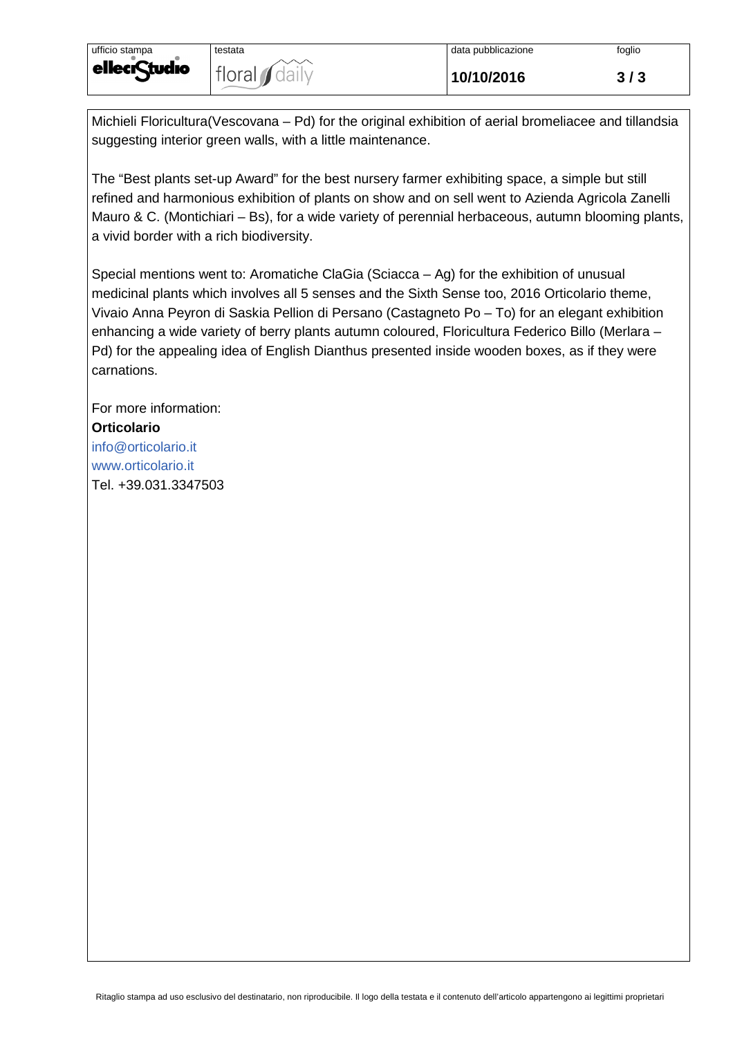Michieli Floricultura(Vescovana – Pd) for the original exhibition of aerial bromeliacee and tillandsia suggesting interior green walls, with a little maintenance.

The "Best plants set-up Award" for the best nursery farmer exhibiting space, a simple but still refined and harmonious exhibition of plants on show and on sell went to Azienda Agricola Zanelli Mauro & C. (Montichiari – Bs), for a wide variety of perennial herbaceous, autumn blooming plants, a vivid border with a rich biodiversity.

Special mentions went to: Aromatiche ClaGia (Sciacca – Ag) for the exhibition of unusual medicinal plants which involves all 5 senses and the Sixth Sense too, 2016 Orticolario theme, Vivaio Anna Peyron di Saskia Pellion di Persano (Castagneto Po – To) for an elegant exhibition enhancing a wide variety of berry plants autumn coloured, Floricultura Federico Billo (Merlara – Pd) for the appealing idea of English Dianthus presented inside wooden boxes, as if they were carnations.

For more information:
**Orticolario**
info@orticolario.it
www.orticolario.it
Tel. +39.031.3347503